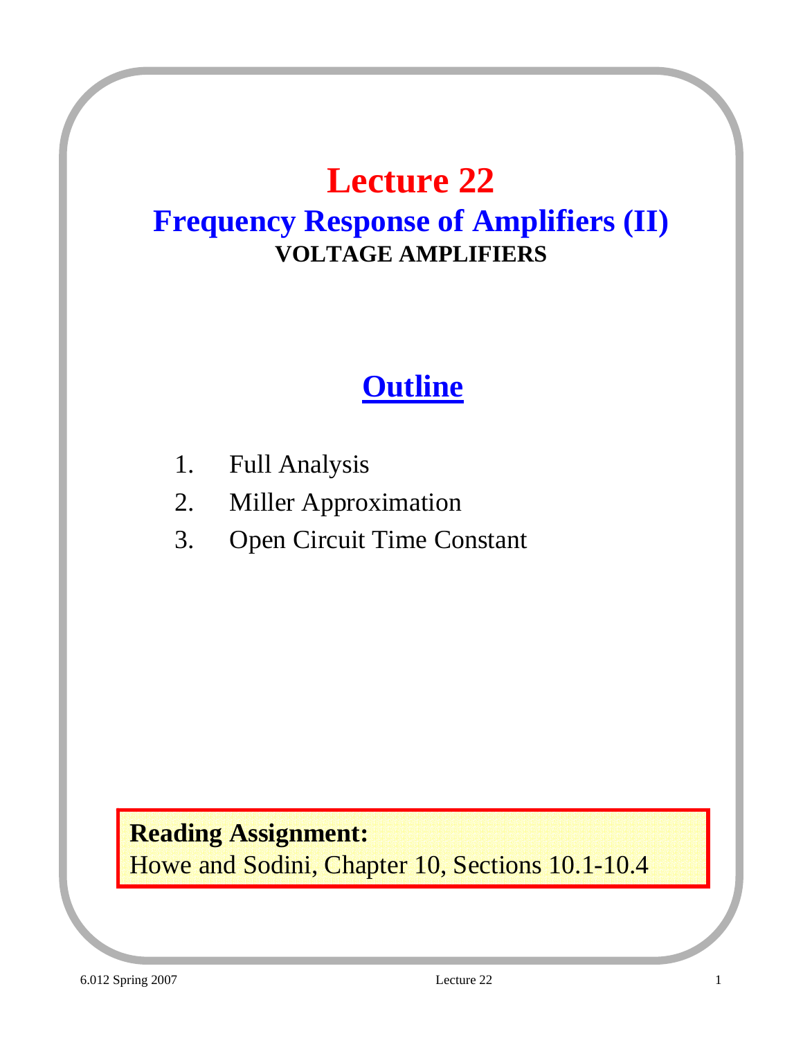# Lecture 22

## Frequency Response of Amplifiers (II)

### VOLTAGE AMPLIFIERS

## Outline

1. Full Analysis
2. Miller Approximation
3. Open Circuit Time Constant

**Reading Assignment:**
Howe and Sodini, Chapter 10, Sections 10.1-10.4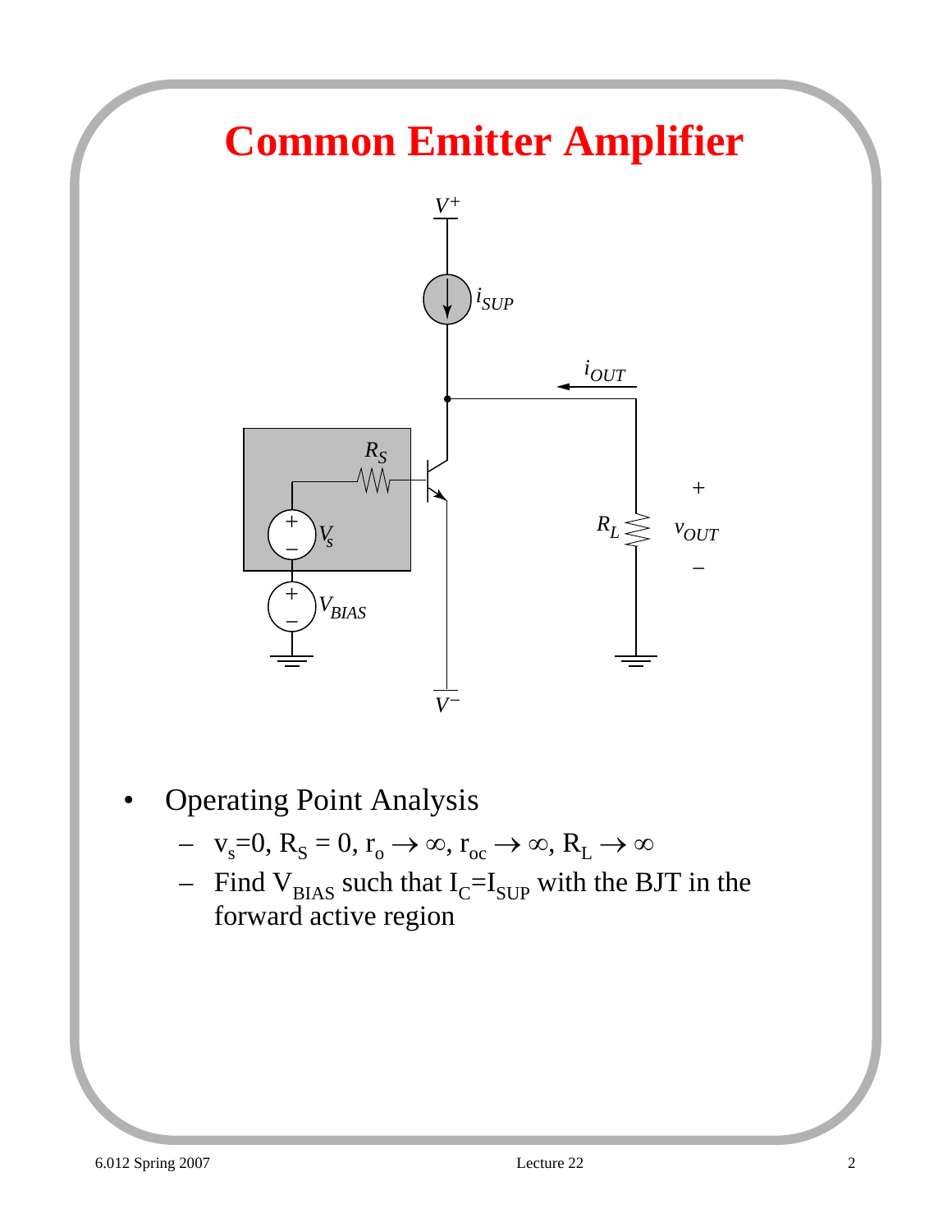# Common Emitter Amplifier

- Operating Point Analysis
  - $v_s$=0, $R_S$ = 0, $r_o \rightarrow \infty$, $r_{oc} \rightarrow \infty$, $R_L \rightarrow \infty$
  - Find $V_{BIAS}$ such that $I_C$=$I_{SUP}$ with the BJT in the forward active region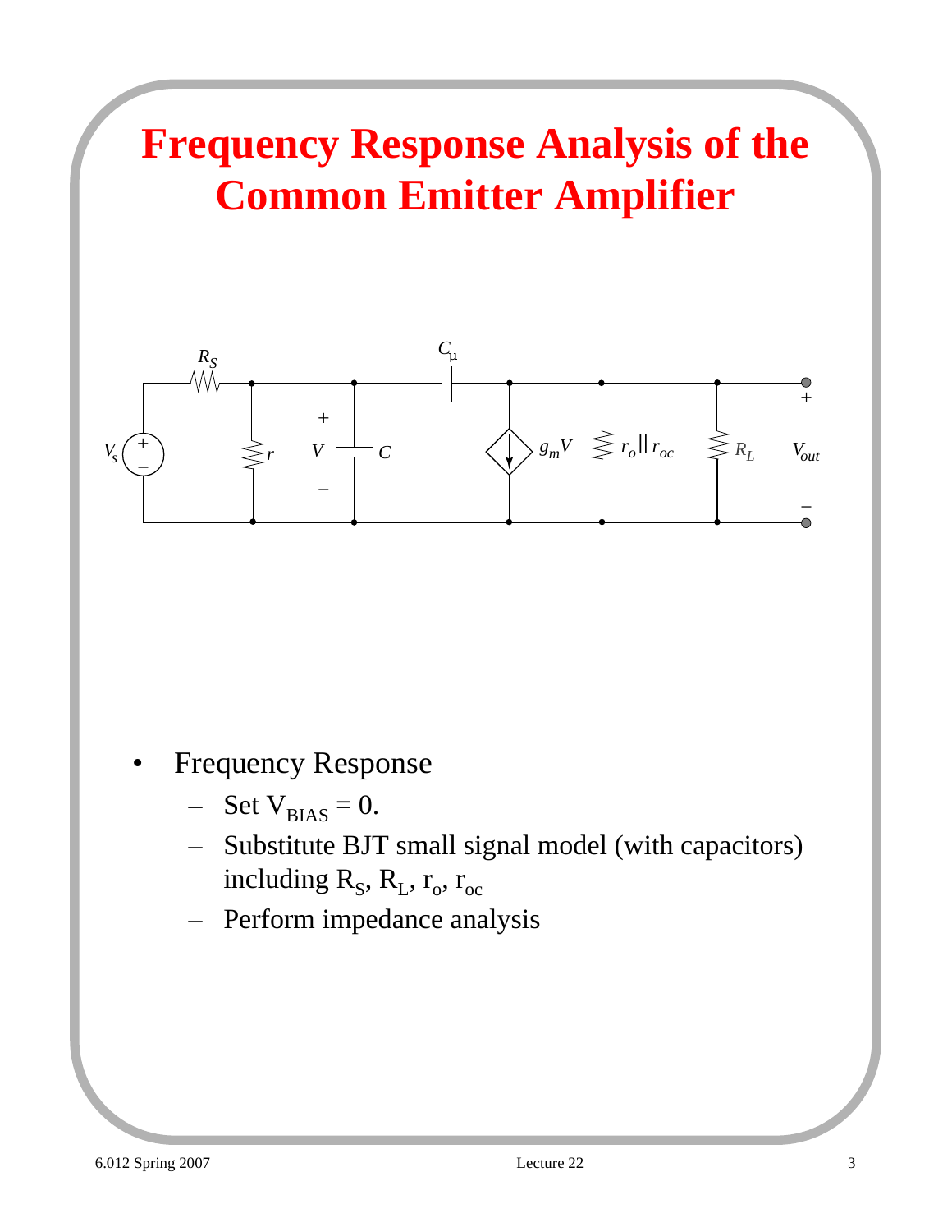# Frequency Response Analysis of the Common Emitter Amplifier

- Frequency Response
  - Set $V_{BIAS} = 0$.
  - Substitute BJT small signal model (with capacitors) including $R_S$, $R_L$, $r_o$, $r_{oc}$
  - Perform impedance analysis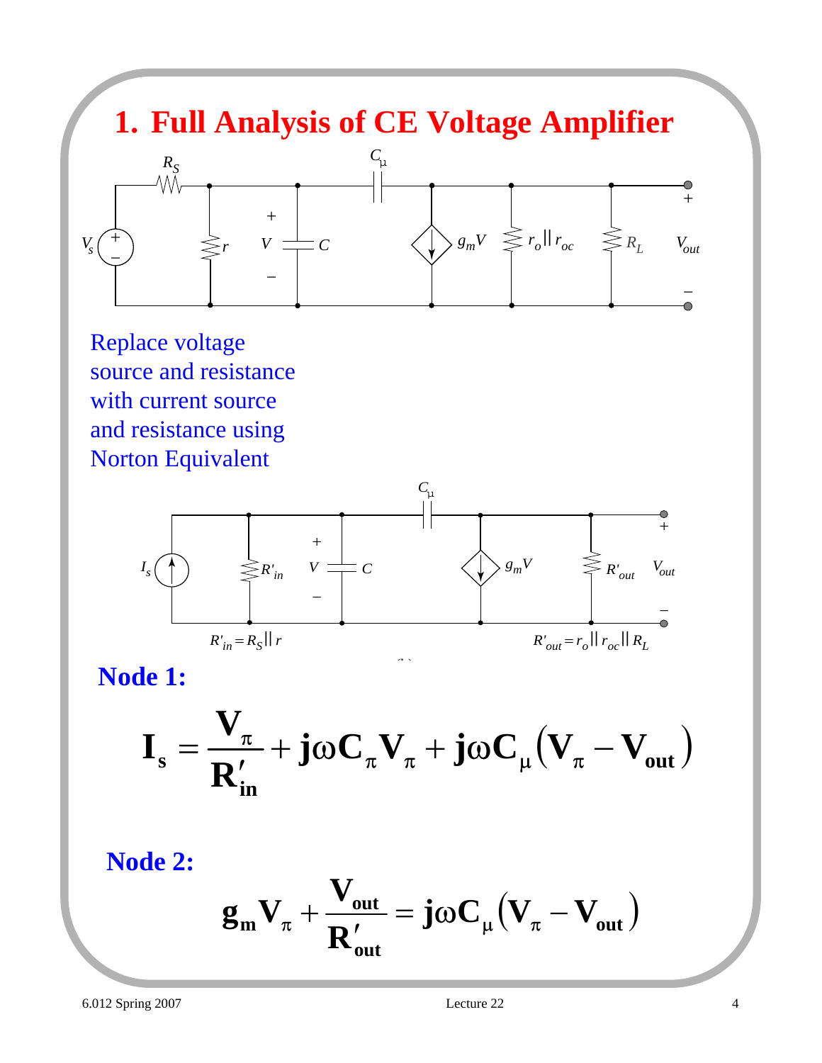# 1. Full Analysis of CE Voltage Amplifier

Replace voltage source and resistance with current source and resistance using Norton Equivalent

$R'_{in} = R_S || r$

$R'_{out} = r_o || r_{oc} || R_L$

**Node 1:**

$$\mathbf{I_s = \frac{V_\pi}{R'_{in}} + j\omega C_\pi V_\pi + j\omega C_\mu \left(V_\pi - V_{out}\right)}$$

**Node 2:**

$$\mathbf{g_m V_\pi + \frac{V_{out}}{R'_{out}} = j\omega C_\mu \left(V_\pi - V_{out}\right)}$$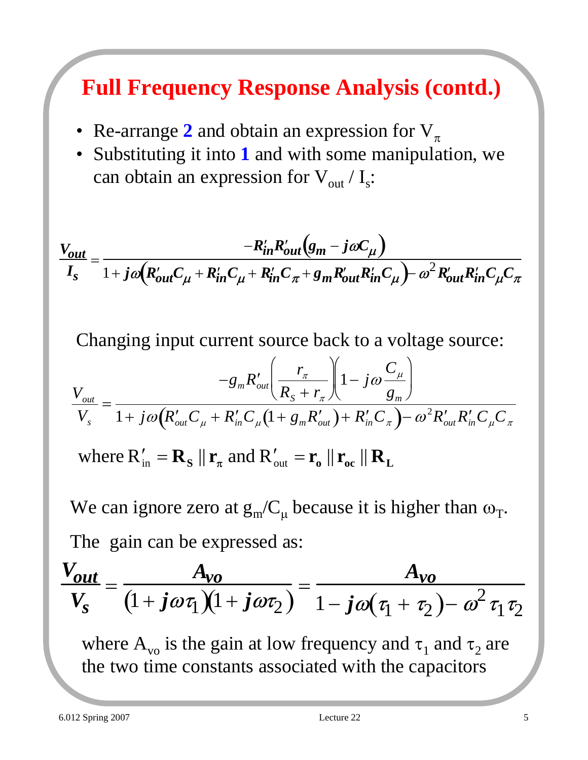# Full Frequency Response Analysis (contd.)

- Re-arrange **2** and obtain an expression for $V_\pi$
- Substituting it into **1** and with some manipulation, we can obtain an expression for $V_{out} / I_s$:

$$\frac{V_{out}}{I_s} = \frac{-R'_{in}R'_{out}\left(g_m - j\omega C_\mu\right)}{1 + j\omega\left(R'_{out}C_\mu + R'_{in}C_\mu + R'_{in}C_\pi + g_m R'_{out}R'_{in}C_\mu\right) - \omega^2 R'_{out}R'_{in}C_\mu C_\pi}$$

Changing input current source back to a voltage source:

$$\frac{V_{out}}{V_s} = \frac{-g_m R'_{out}\left(\frac{r_\pi}{R_S + r_\pi}\right)\left(1 - j\omega\frac{C_\mu}{g_m}\right)}{1 + j\omega\left(R'_{out}C_\mu + R'_{in}C_\mu\left(1 + g_m R'_{out}\right) + R'_{in}C_\pi\right) - \omega^2 R'_{out}R'_{in}C_\mu C_\pi}$$

where $R'_{in} = \mathbf{R_S} \parallel \mathbf{r_\pi}$ and $R'_{out} = \mathbf{r_o} \parallel \mathbf{r_{oc}} \parallel \mathbf{R_L}$

We can ignore zero at $g_m/C_\mu$ because it is higher than $\omega_T$.

The gain can be expressed as:

$$\frac{V_{out}}{V_s} = \frac{A_{vo}}{\left(1 + j\omega\tau_1\right)\left(1 + j\omega\tau_2\right)} = \frac{A_{vo}}{1 - j\omega\left(\tau_1 + \tau_2\right) - \omega^2\tau_1\tau_2}$$

where $A_{vo}$ is the gain at low frequency and $\tau_1$ and $\tau_2$ are the two time constants associated with the capacitors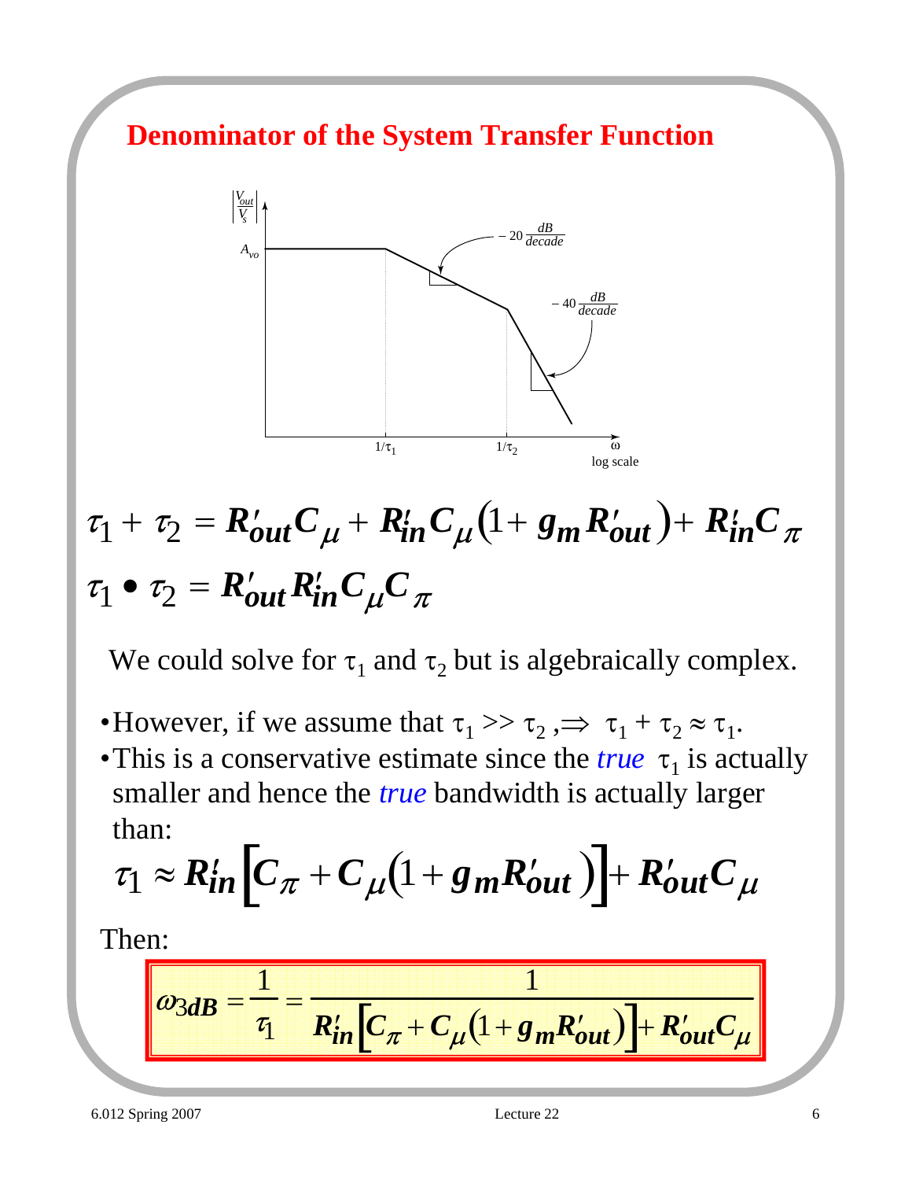# Denominator of the System Transfer Function

$$\tau_1 + \tau_2 = R'_{out}C_\mu + R'_{in}C_\mu\left(1 + g_m R'_{out}\right) + R'_{in}C_\pi$$

$$\tau_1 \bullet \tau_2 = R'_{out}R'_{in}C_\mu C_\pi$$

We could solve for $\tau_1$ and $\tau_2$ but is algebraically complex.

- However, if we assume that $\tau_1 >> \tau_2 ,\Rightarrow \tau_1 + \tau_2 \approx \tau_1$.
- This is a conservative estimate since the *true* $\tau_1$ is actually smaller and hence the *true* bandwidth is actually larger than:

$$\tau_1 \approx R'_{in}\left[C_\pi + C_\mu\left(1 + g_m R'_{out}\right)\right] + R'_{out}C_\mu$$

Then:

$$\omega_{3dB} = \frac{1}{\tau_1} = \frac{1}{R'_{in}\left[C_\pi + C_\mu\left(1 + g_m R'_{out}\right)\right] + R'_{out}C_\mu}$$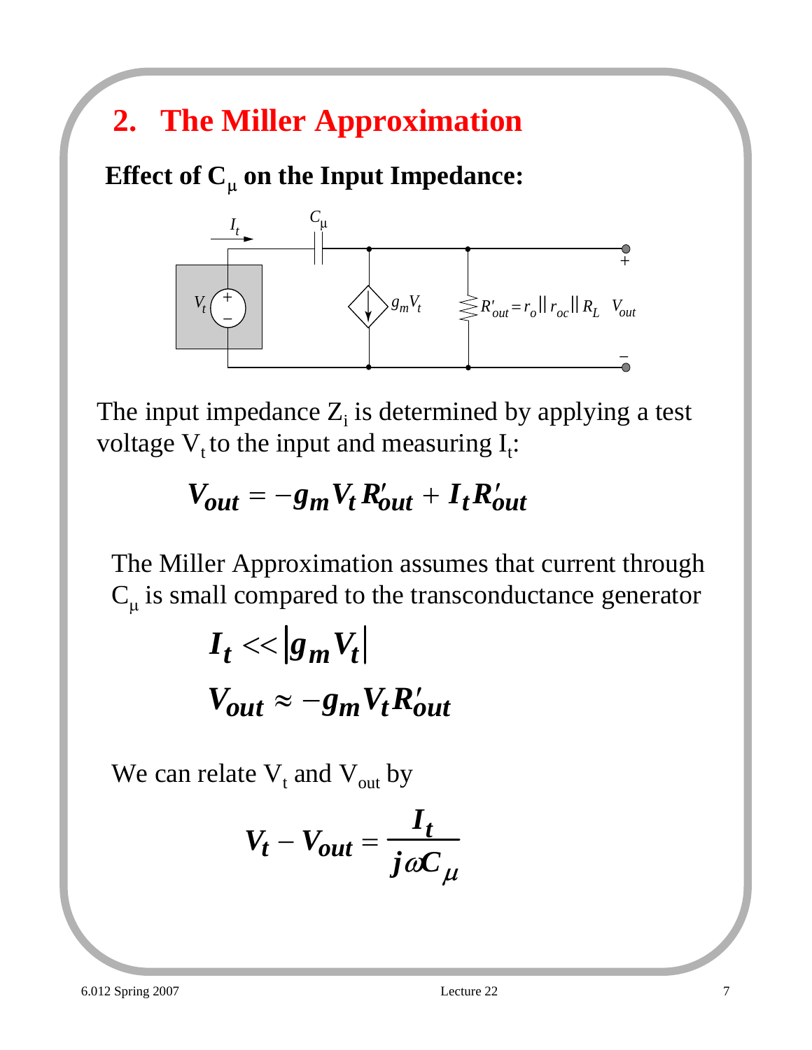## 2. The Miller Approximation

**Effect of $C_\mu$ on the Input Impedance:**

$I_t$ $C_\mu$ $V_t$ $g_m V_t$ $R'_{out} = r_o || r_{oc} || R_L$ $V_{out}$

The input impedance $Z_i$ is determined by applying a test voltage $V_t$ to the input and measuring $I_t$:

$$V_{out} = -g_m V_t R'_{out} + I_t R'_{out}$$

The Miller Approximation assumes that current through $C_\mu$ is small compared to the transconductance generator

$$I_t << |g_m V_t|$$

$$V_{out} \approx -g_m V_t R'_{out}$$

We can relate $V_t$ and $V_{out}$ by

$$V_t - V_{out} = \frac{I_t}{j\omega C_\mu}$$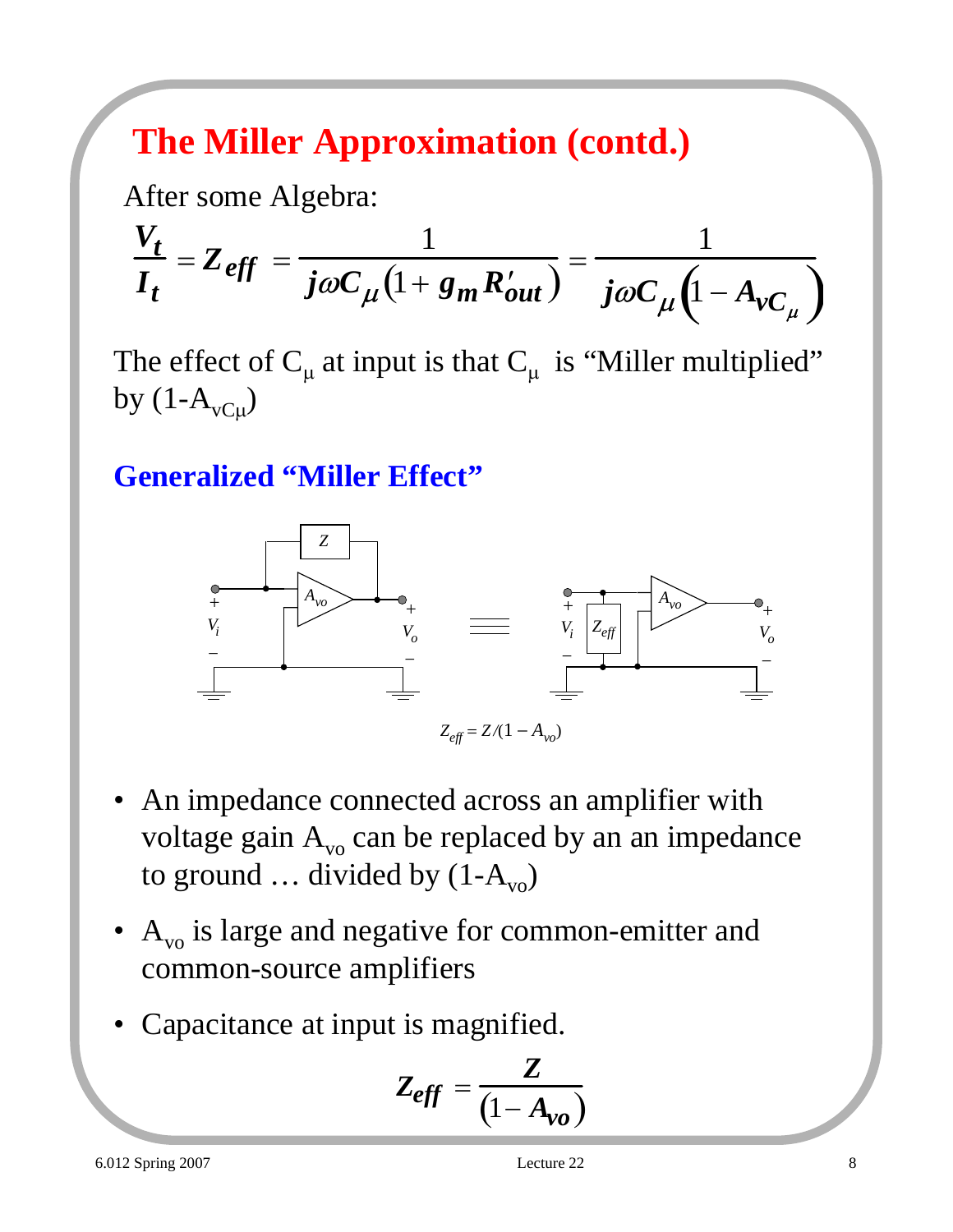# The Miller Approximation (contd.)

After some Algebra:

$$\frac{V_t}{I_t} = Z_{eff} = \frac{1}{j\omega C_\mu \left(1 + g_m R'_{out}\right)} = \frac{1}{j\omega C_\mu \left(1 - A_{vC_\mu}\right)}$$

The effect of $C_\mu$ at input is that $C_\mu$ is "Miller multiplied" by $(1\text{-}A_{vC\mu})$

## Generalized "Miller Effect"

$Z_{eff} = Z/(1 - A_{vo})$

- An impedance connected across an amplifier with voltage gain $A_{vo}$ can be replaced by an an impedance to ground … divided by $(1\text{-}A_{vo})$
- $A_{vo}$ is large and negative for common-emitter and common-source amplifiers
- Capacitance at input is magnified.

$$Z_{eff} = \frac{Z}{\left(1 - A_{vo}\right)}$$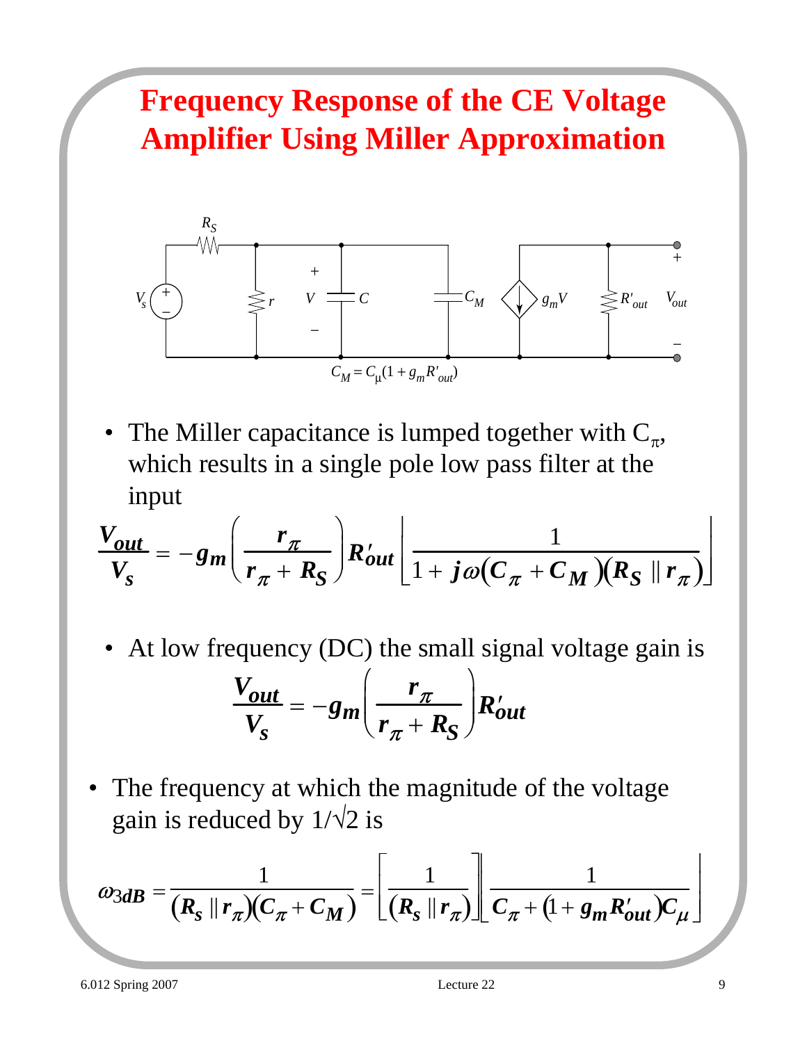# Frequency Response of the CE Voltage Amplifier Using Miller Approximation

$R_S$ $V_s$ $r$ $V$ $C$ $C_M$ $g_m V$ $R'_{out}$ $V_{out}$

$C_M = C_\mu(1 + g_m R'_{out})$

- The Miller capacitance is lumped together with $C_\pi$, which results in a single pole low pass filter at the input

$$\frac{V_{out}}{V_s} = -g_m\left(\frac{r_\pi}{r_\pi + R_S}\right)R'_{out}\left[\frac{1}{1 + j\omega(C_\pi + C_M)(R_S \parallel r_\pi)}\right]$$

- At low frequency (DC) the small signal voltage gain is

$$\frac{V_{out}}{V_s} = -g_m\left(\frac{r_\pi}{r_\pi + R_S}\right)R'_{out}$$

- The frequency at which the magnitude of the voltage gain is reduced by $1/\sqrt{2}$ is

$$\omega_{3dB} = \frac{1}{(R_s \parallel r_\pi)(C_\pi + C_M)} = \left[\frac{1}{(R_s \parallel r_\pi)}\right]\left[\frac{1}{C_\pi + (1 + g_m R'_{out})C_\mu}\right]$$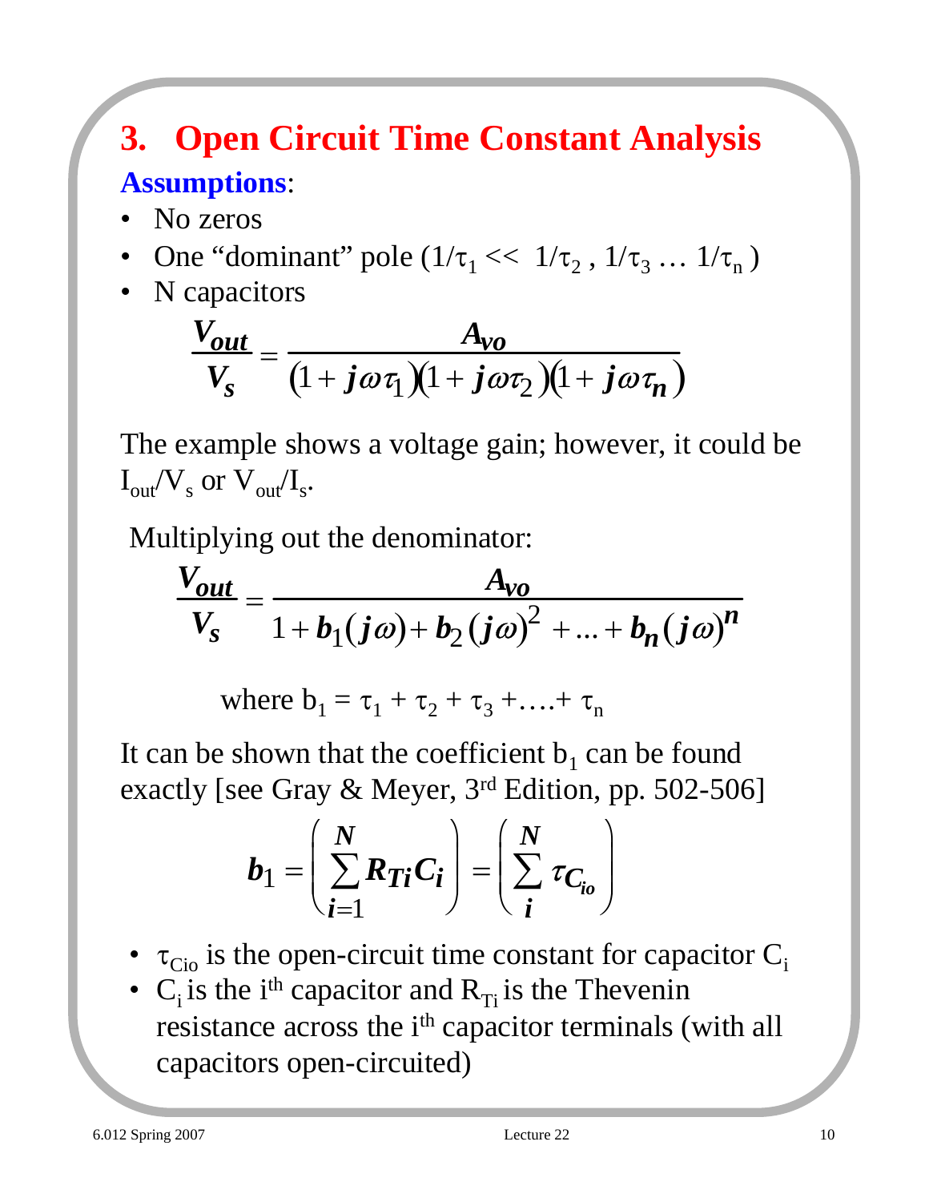# 3. Open Circuit Time Constant Analysis

**Assumptions**:

- No zeros
- One "dominant" pole ($1/\tau_1 << 1/\tau_2 , 1/\tau_3 \ldots 1/\tau_n$ )
- N capacitors

$$\frac{V_{out}}{V_s} = \frac{A_{vo}}{(1 + j\omega\tau_1)(1 + j\omega\tau_2)(1 + j\omega\tau_n)}$$

The example shows a voltage gain; however, it could be $I_{out}/V_s$ or $V_{out}/I_s$.

Multiplying out the denominator:

$$\frac{V_{out}}{V_s} = \frac{A_{vo}}{1 + b_1(j\omega) + b_2(j\omega)^2 + \ldots + b_n(j\omega)^n}$$

where $b_1 = \tau_1 + \tau_2 + \tau_3 + \ldots + \tau_n$

It can be shown that the coefficient $b_1$ can be found exactly [see Gray & Meyer, 3rd Edition, pp. 502-506]

$$b_1 = \left( \sum_{i=1}^{N} R_{Ti} C_i \right) = \left( \sum_{i}^{N} \tau_{C_{io}} \right)$$

- $\tau_{Cio}$ is the open-circuit time constant for capacitor $C_i$
- $C_i$ is the $i^{th}$ capacitor and $R_{Ti}$ is the Thevenin resistance across the $i^{th}$ capacitor terminals (with all capacitors open-circuited)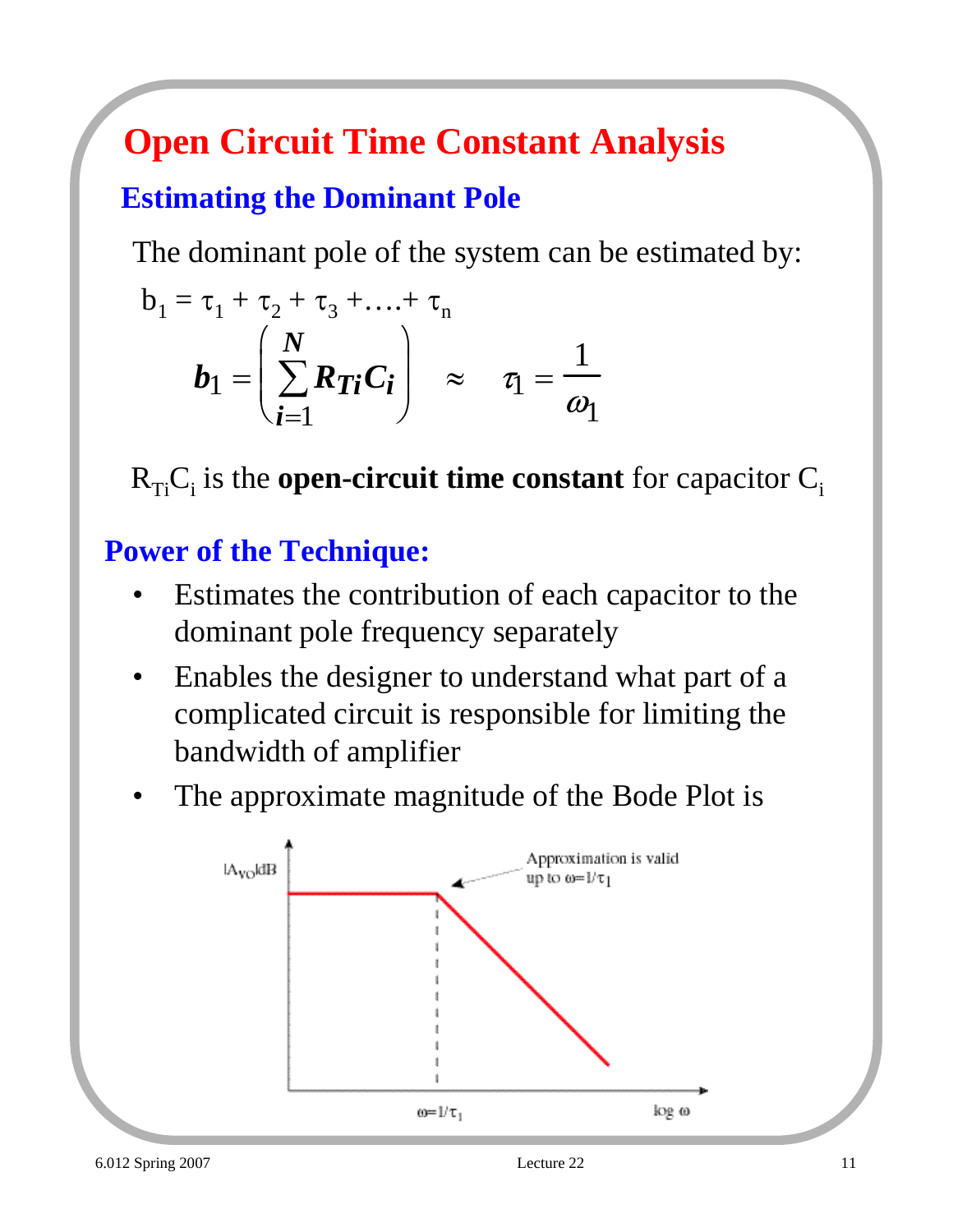# Open Circuit Time Constant Analysis

## Estimating the Dominant Pole

The dominant pole of the system can be estimated by:

$$b_1 = \tau_1 + \tau_2 + \tau_3 + \ldots + \tau_n$$

$$b_1 = \left( \sum_{i=1}^{N} R_{Ti} C_i \right) \approx \tau_1 = \frac{1}{\omega_1}$$

$R_{Ti}C_i$ is the **open-circuit time constant** for capacitor $C_i$

## Power of the Technique:

- Estimates the contribution of each capacitor to the dominant pole frequency separately
- Enables the designer to understand what part of a complicated circuit is responsible for limiting the bandwidth of amplifier
- The approximate magnitude of the Bode Plot is

$|A_{VO}|$dB

Approximation is valid up to $\omega = 1/\tau_1$

$\omega = 1/\tau_1$

log $\omega$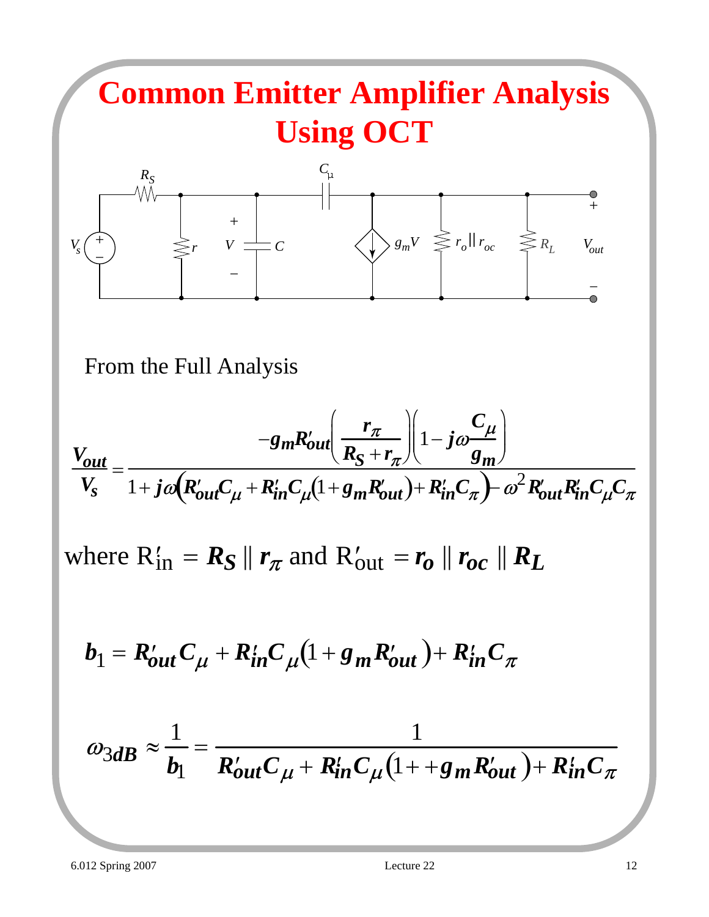# Common Emitter Amplifier Analysis Using OCT

From the Full Analysis

$$\frac{V_{out}}{V_s} = \frac{-g_m R'_{out}\left(\dfrac{r_\pi}{R_S + r_\pi}\right)\left(1 - j\omega\dfrac{C_\mu}{g_m}\right)}{1 + j\omega\left(R'_{out}C_\mu + R'_{in}C_\mu(1 + g_m R'_{out}) + R'_{in}C_\pi\right) - \omega^2 R'_{out}R'_{in}C_\mu C_\pi}$$

where $R'_{in} = R_S \parallel r_\pi$ and $R'_{out} = r_o \parallel r_{oc} \parallel R_L$

$$b_1 = R'_{out}C_\mu + R'_{in}C_\mu\left(1 + g_m R'_{out}\right) + R'_{in}C_\pi$$

$$\omega_{3dB} \approx \frac{1}{b_1} = \frac{1}{R'_{out}C_\mu + R'_{in}C_\mu\left(1 + +g_m R'_{out}\right) + R'_{in}C_\pi}$$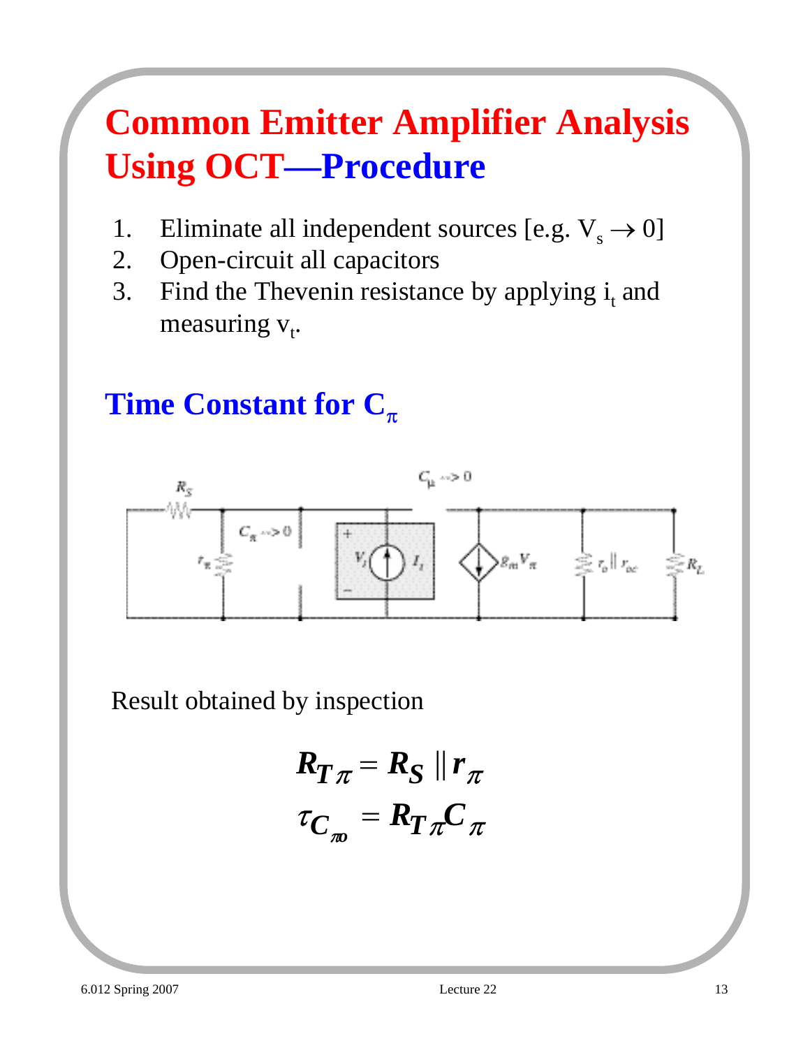# Common Emitter Amplifier Analysis Using OCT—Procedure

1. Eliminate all independent sources [e.g. $V_s \rightarrow 0$]
2. Open-circuit all capacitors
3. Find the Thevenin resistance by applying $i_t$ and measuring $v_t$.

## Time Constant for $C_\pi$

Result obtained by inspection

$$R_{T\pi} = R_S \,\|\, r_\pi$$

$$\tau_{C_{\pi o}} = R_{T\pi} C_\pi$$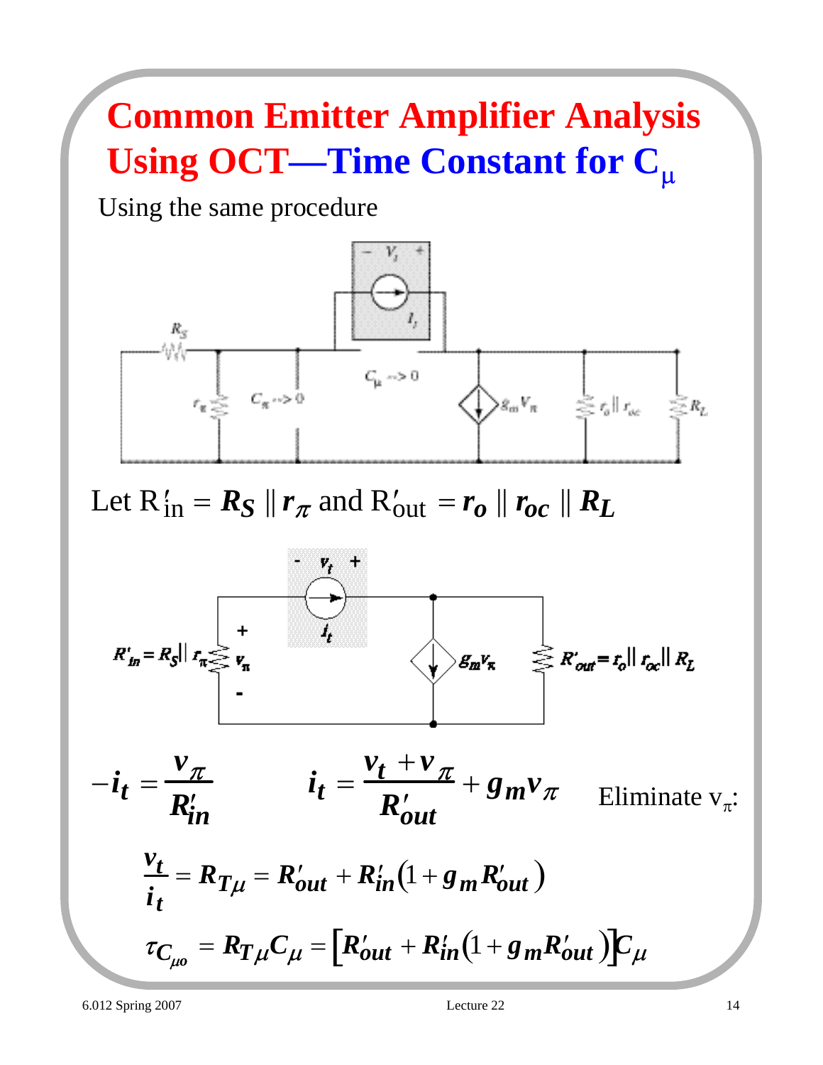# Common Emitter Amplifier Analysis Using OCT—Time Constant for $C_\mu$

Using the same procedure

Let $R'_{in} = R_S \parallel r_\pi$ and $R'_{out} = r_o \parallel r_{oc} \parallel R_L$

$$-i_t = \frac{v_\pi}{R'_{in}} \qquad i_t = \frac{v_t + v_\pi}{R'_{out}} + g_m v_\pi$$

Eliminate $v_\pi$:

$$\frac{v_t}{i_t} = R_{T\mu} = R'_{out} + R'_{in}\left(1 + g_m R'_{out}\right)$$

$$\tau_{C_{\mu o}} = R_{T\mu} C_\mu = \left[R'_{out} + R'_{in}\left(1 + g_m R'_{out}\right)\right] C_\mu$$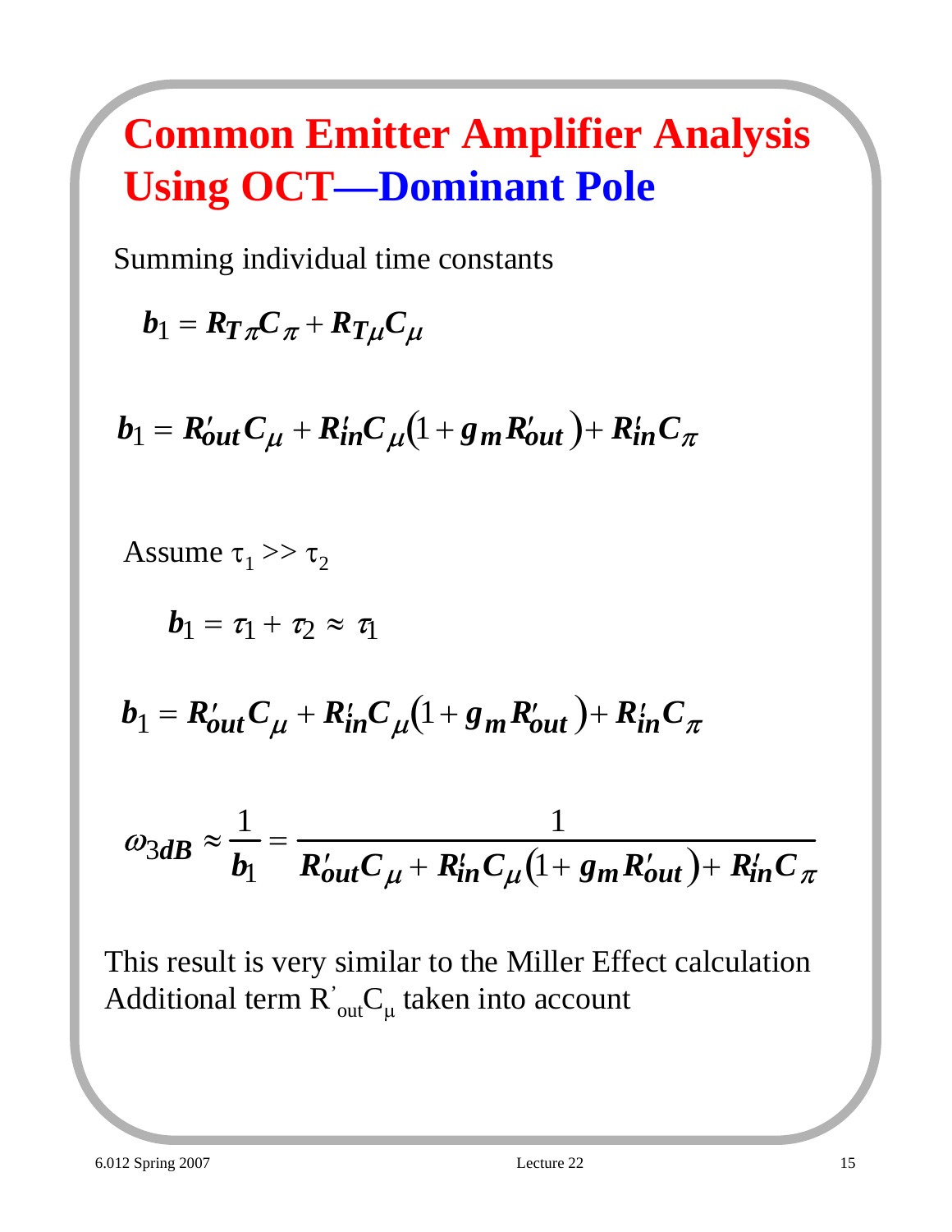# Common Emitter Amplifier Analysis Using OCT—Dominant Pole

Summing individual time constants

$$b_1 = R_{T\pi} C_\pi + R_{T\mu} C_\mu$$

$$b_1 = R'_{out} C_\mu + R'_{in} C_\mu \left(1 + g_m R'_{out}\right) + R'_{in} C_\pi$$

Assume $\tau_1 >> \tau_2$

$$b_1 = \tau_1 + \tau_2 \approx \tau_1$$

$$b_1 = R'_{out} C_\mu + R'_{in} C_\mu \left(1 + g_m R'_{out}\right) + R'_{in} C_\pi$$

$$\omega_{3dB} \approx \frac{1}{b_1} = \frac{1}{R'_{out} C_\mu + R'_{in} C_\mu \left(1 + g_m R'_{out}\right) + R'_{in} C_\pi}$$

This result is very similar to the Miller Effect calculation
Additional term $R'_{out} C_\mu$ taken into account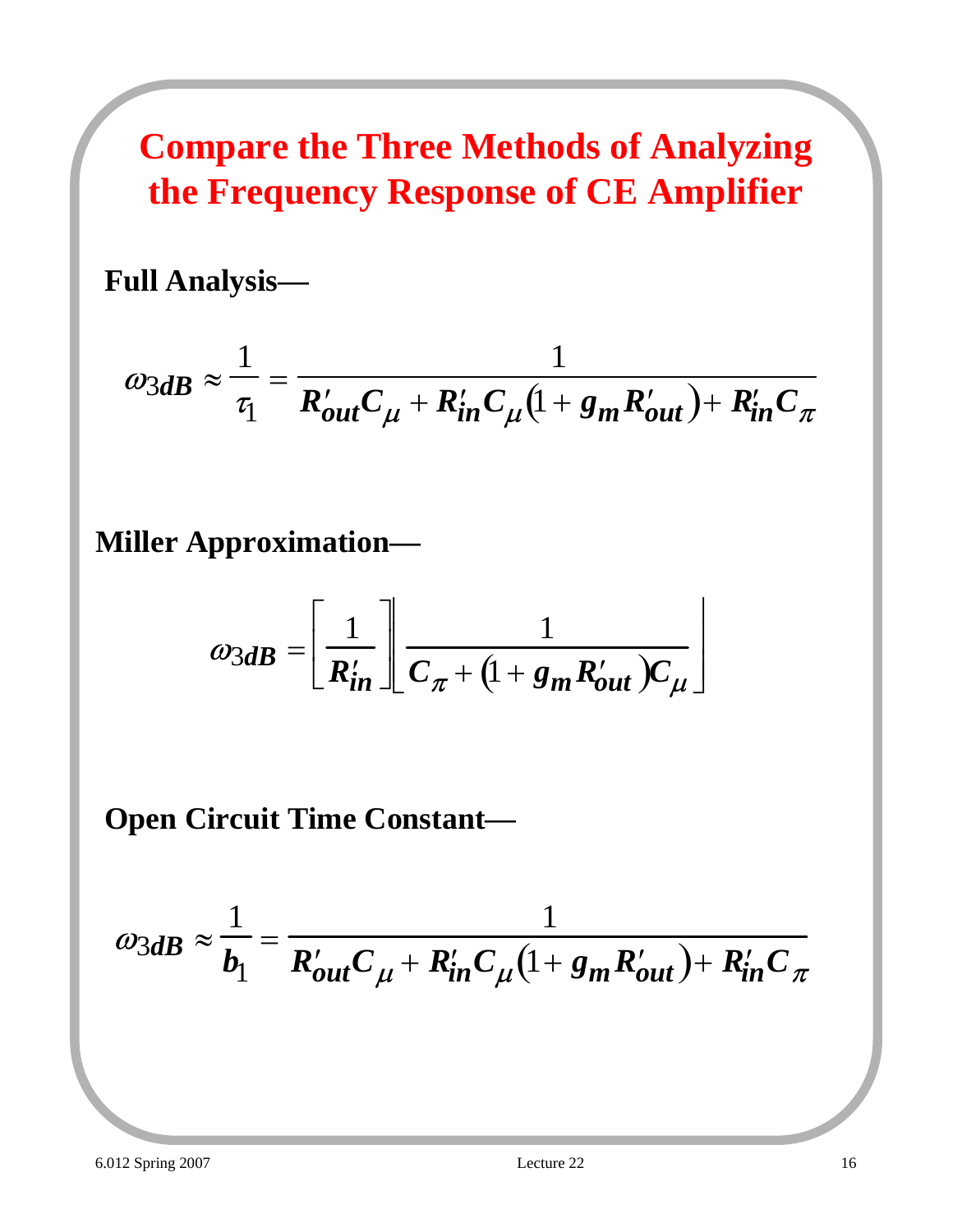# Compare the Three Methods of Analyzing the Frequency Response of CE Amplifier

**Full Analysis—**

$$\omega_{3dB} \approx \frac{1}{\tau_1} = \frac{1}{R'_{out}C_\mu + R'_{in}C_\mu\left(1 + g_m R'_{out}\right) + R'_{in}C_\pi}$$

**Miller Approximation—**

$$\omega_{3dB} = \left[\frac{1}{R'_{in}}\right]\left[\frac{1}{C_\pi + \left(1 + g_m R'_{out}\right)C_\mu}\right]$$

**Open Circuit Time Constant—**

$$\omega_{3dB} \approx \frac{1}{b_1} = \frac{1}{R'_{out}C_\mu + R'_{in}C_\mu\left(1 + g_m R'_{out}\right) + R'_{in}C_\pi}$$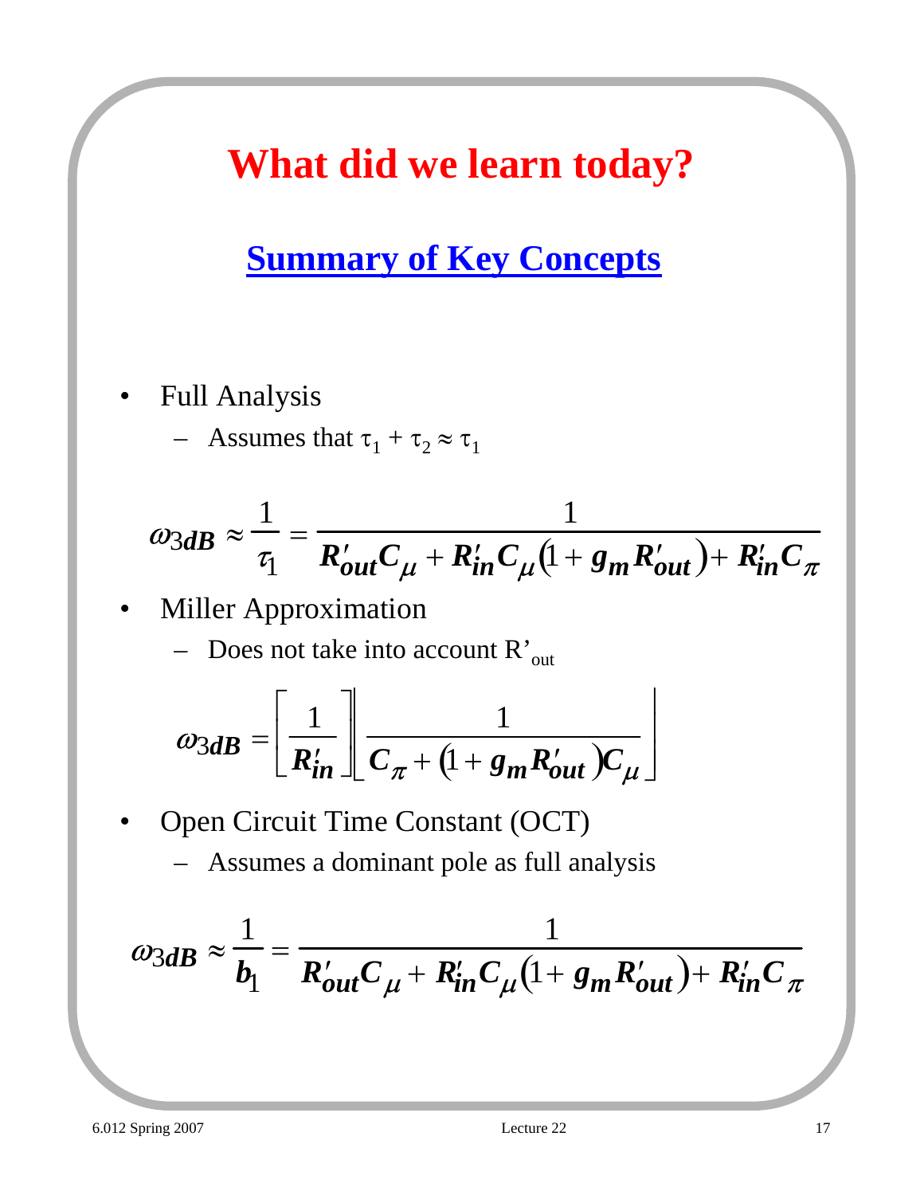# What did we learn today?

## Summary of Key Concepts

- Full Analysis
  - Assumes that $\tau_1 + \tau_2 \approx \tau_1$

$$\omega_{3dB} \approx \frac{1}{\tau_1} = \frac{1}{R'_{out}C_\mu + R'_{in}C_\mu(1 + g_m R'_{out}) + R'_{in}C_\pi}$$

- Miller Approximation
  - Does not take into account $R'_{out}$

$$\omega_{3dB} = \left[\frac{1}{R'_{in}}\right]\left[\frac{1}{C_\pi + (1 + g_m R'_{out})C_\mu}\right]$$

- Open Circuit Time Constant (OCT)
  - Assumes a dominant pole as full analysis

$$\omega_{3dB} \approx \frac{1}{b_1} = \frac{1}{R'_{out}C_\mu + R'_{in}C_\mu(1 + g_m R'_{out}) + R'_{in}C_\pi}$$